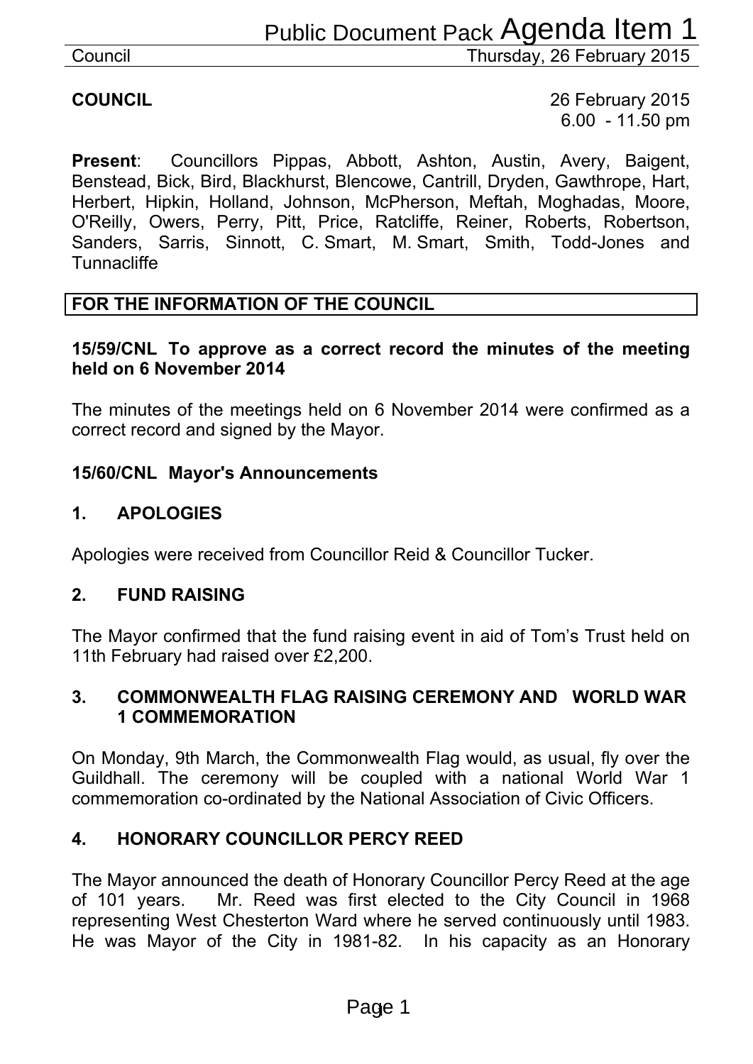**COUNCIL** 26 February 2015
6.00 - 11.50 pm

**Present**: Councillors Pippas, Abbott, Ashton, Austin, Avery, Baigent, Benstead, Bick, Bird, Blackhurst, Blencowe, Cantrill, Dryden, Gawthrope, Hart, Herbert, Hipkin, Holland, Johnson, McPherson, Meftah, Moghadas, Moore, O'Reilly, Owers, Perry, Pitt, Price, Ratcliffe, Reiner, Roberts, Robertson, Sanders, Sarris, Sinnott, C. Smart, M. Smart, Smith, Todd-Jones and Tunnacliffe

**FOR THE INFORMATION OF THE COUNCIL**

**15/59/CNL To approve as a correct record the minutes of the meeting held on 6 November 2014**

The minutes of the meetings held on 6 November 2014 were confirmed as a correct record and signed by the Mayor.

**15/60/CNL Mayor's Announcements**

**1. APOLOGIES**

Apologies were received from Councillor Reid & Councillor Tucker.

**2. FUND RAISING**

The Mayor confirmed that the fund raising event in aid of Tom's Trust held on 11th February had raised over £2,200.

**3. COMMONWEALTH FLAG RAISING CEREMONY AND WORLD WAR 1 COMMEMORATION**

On Monday, 9th March, the Commonwealth Flag would, as usual, fly over the Guildhall. The ceremony will be coupled with a national World War 1 commemoration co-ordinated by the National Association of Civic Officers.

**4. HONORARY COUNCILLOR PERCY REED**

The Mayor announced the death of Honorary Councillor Percy Reed at the age of 101 years. Mr. Reed was first elected to the City Council in 1968 representing West Chesterton Ward where he served continuously until 1983. He was Mayor of the City in 1981-82. In his capacity as an Honorary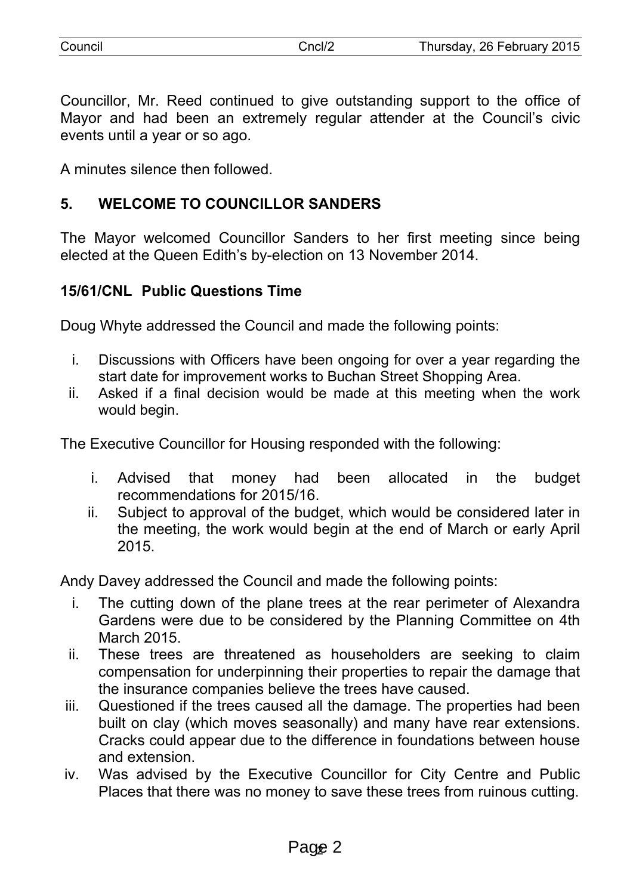Councillor, Mr. Reed continued to give outstanding support to the office of Mayor and had been an extremely regular attender at the Council's civic events until a year or so ago.

A minutes silence then followed.

**5. WELCOME TO COUNCILLOR SANDERS**

The Mayor welcomed Councillor Sanders to her first meeting since being elected at the Queen Edith's by-election on 13 November 2014.

**15/61/CNL Public Questions Time**

Doug Whyte addressed the Council and made the following points:

i. Discussions with Officers have been ongoing for over a year regarding the start date for improvement works to Buchan Street Shopping Area.
ii. Asked if a final decision would be made at this meeting when the work would begin.

The Executive Councillor for Housing responded with the following:

i. Advised that money had been allocated in the budget recommendations for 2015/16.
ii. Subject to approval of the budget, which would be considered later in the meeting, the work would begin at the end of March or early April 2015.

Andy Davey addressed the Council and made the following points:

i. The cutting down of the plane trees at the rear perimeter of Alexandra Gardens were due to be considered by the Planning Committee on 4th March 2015.
ii. These trees are threatened as householders are seeking to claim compensation for underpinning their properties to repair the damage that the insurance companies believe the trees have caused.
iii. Questioned if the trees caused all the damage. The properties had been built on clay (which moves seasonally) and many have rear extensions. Cracks could appear due to the difference in foundations between house and extension.
iv. Was advised by the Executive Councillor for City Centre and Public Places that there was no money to save these trees from ruinous cutting.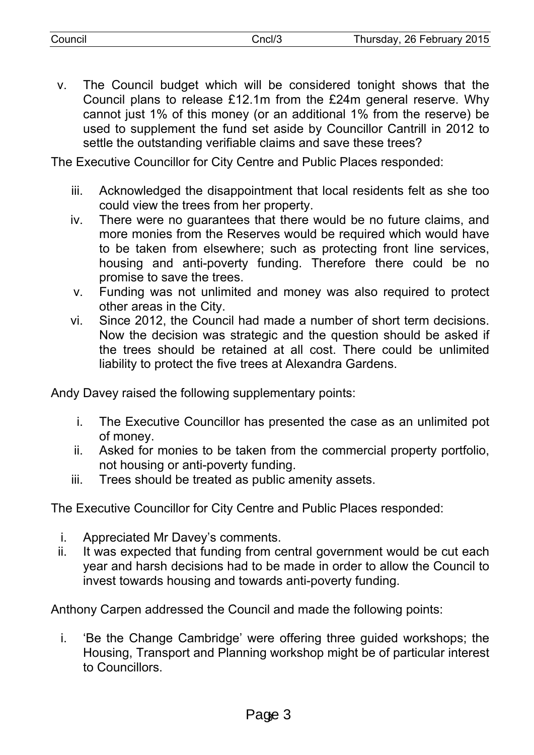v. The Council budget which will be considered tonight shows that the Council plans to release £12.1m from the £24m general reserve. Why cannot just 1% of this money (or an additional 1% from the reserve) be used to supplement the fund set aside by Councillor Cantrill in 2012 to settle the outstanding verifiable claims and save these trees?

The Executive Councillor for City Centre and Public Places responded:

iii. Acknowledged the disappointment that local residents felt as she too could view the trees from her property.
iv. There were no guarantees that there would be no future claims, and more monies from the Reserves would be required which would have to be taken from elsewhere; such as protecting front line services, housing and anti-poverty funding. Therefore there could be no promise to save the trees.
v. Funding was not unlimited and money was also required to protect other areas in the City.
vi. Since 2012, the Council had made a number of short term decisions. Now the decision was strategic and the question should be asked if the trees should be retained at all cost. There could be unlimited liability to protect the five trees at Alexandra Gardens.

Andy Davey raised the following supplementary points:

i. The Executive Councillor has presented the case as an unlimited pot of money.
ii. Asked for monies to be taken from the commercial property portfolio, not housing or anti-poverty funding.
iii. Trees should be treated as public amenity assets.

The Executive Councillor for City Centre and Public Places responded:

i. Appreciated Mr Davey's comments.
ii. It was expected that funding from central government would be cut each year and harsh decisions had to be made in order to allow the Council to invest towards housing and towards anti-poverty funding.

Anthony Carpen addressed the Council and made the following points:

i. 'Be the Change Cambridge' were offering three guided workshops; the Housing, Transport and Planning workshop might be of particular interest to Councillors.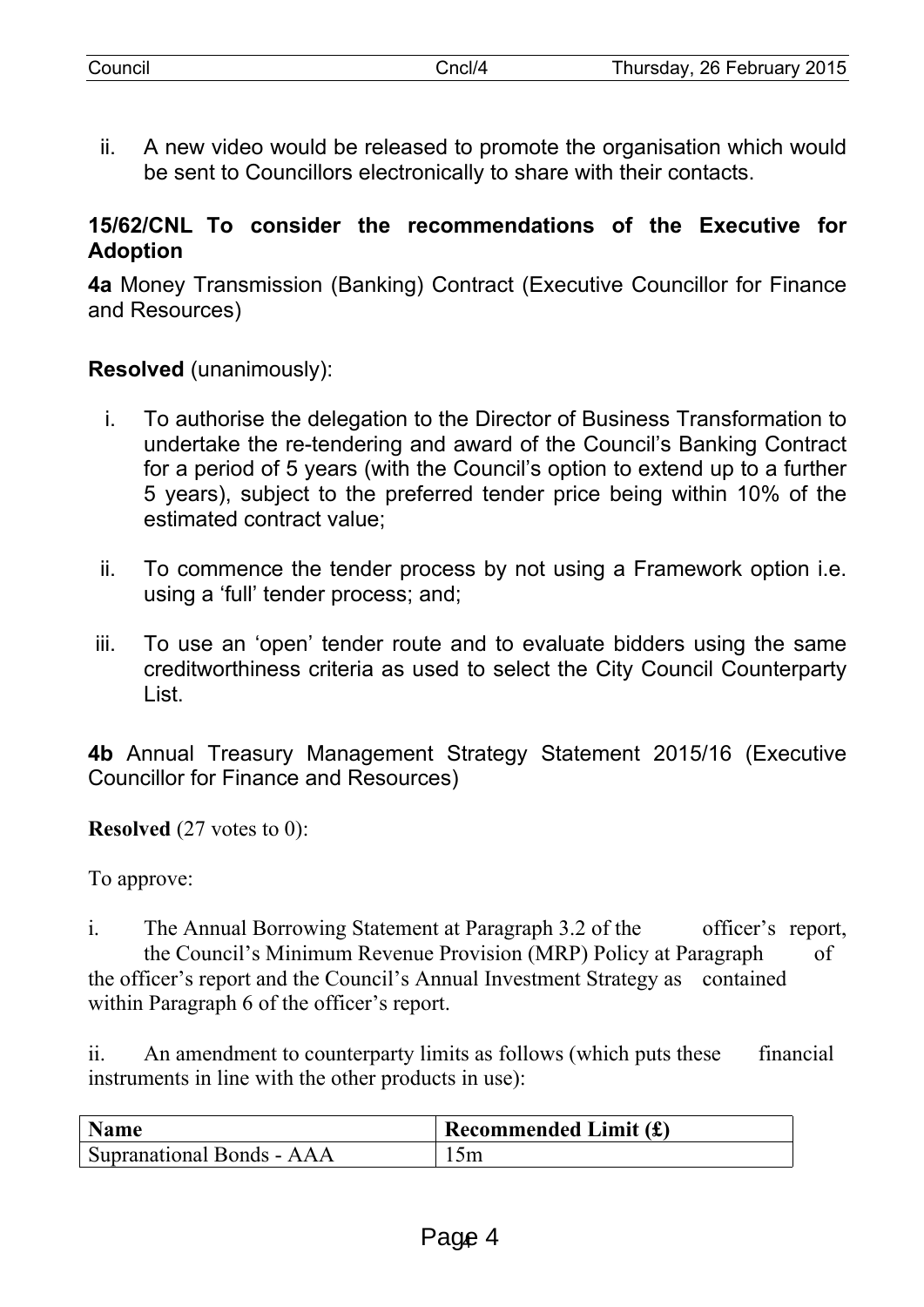ii. A new video would be released to promote the organisation which would be sent to Councillors electronically to share with their contacts.

**15/62/CNL To consider the recommendations of the Executive for Adoption**

**4a** Money Transmission (Banking) Contract (Executive Councillor for Finance and Resources)

**Resolved** (unanimously):

i. To authorise the delegation to the Director of Business Transformation to undertake the re-tendering and award of the Council's Banking Contract for a period of 5 years (with the Council's option to extend up to a further 5 years), subject to the preferred tender price being within 10% of the estimated contract value;

ii. To commence the tender process by not using a Framework option i.e. using a 'full' tender process; and;

iii. To use an 'open' tender route and to evaluate bidders using the same creditworthiness criteria as used to select the City Council Counterparty List.

**4b** Annual Treasury Management Strategy Statement 2015/16 (Executive Councillor for Finance and Resources)

**Resolved** (27 votes to 0):

To approve:

i. The Annual Borrowing Statement at Paragraph 3.2 of the officer's report, the Council's Minimum Revenue Provision (MRP) Policy at Paragraph of the officer's report and the Council's Annual Investment Strategy as contained within Paragraph 6 of the officer's report.

ii. An amendment to counterparty limits as follows (which puts these financial instruments in line with the other products in use):

| Name | Recommended Limit (£) |
| --- | --- |
| Supranational Bonds - AAA | 15m |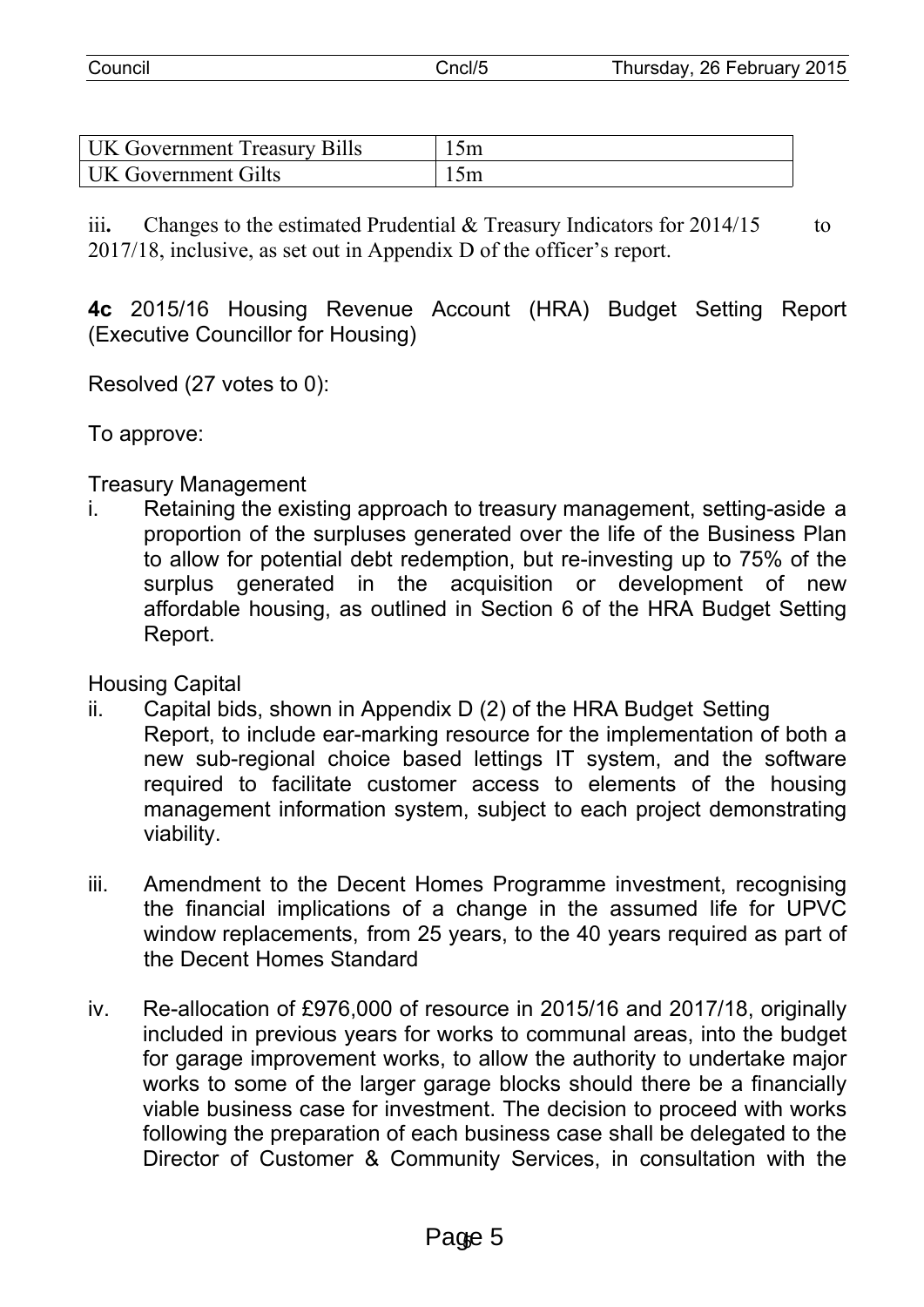| UK Government Treasury Bills | 15m |
|---|---|
| UK Government Gilts | 15m |

iii**.** Changes to the estimated Prudential & Treasury Indicators for 2014/15 to 2017/18, inclusive, as set out in Appendix D of the officer's report.

**4c** 2015/16 Housing Revenue Account (HRA) Budget Setting Report (Executive Councillor for Housing)

Resolved (27 votes to 0):

To approve:

Treasury Management

i. Retaining the existing approach to treasury management, setting-aside a proportion of the surpluses generated over the life of the Business Plan to allow for potential debt redemption, but re-investing up to 75% of the surplus generated in the acquisition or development of new affordable housing, as outlined in Section 6 of the HRA Budget Setting Report.

Housing Capital

ii. Capital bids, shown in Appendix D (2) of the HRA Budget Setting Report, to include ear-marking resource for the implementation of both a new sub-regional choice based lettings IT system, and the software required to facilitate customer access to elements of the housing management information system, subject to each project demonstrating viability.

iii. Amendment to the Decent Homes Programme investment, recognising the financial implications of a change in the assumed life for UPVC window replacements, from 25 years, to the 40 years required as part of the Decent Homes Standard

iv. Re-allocation of £976,000 of resource in 2015/16 and 2017/18, originally included in previous years for works to communal areas, into the budget for garage improvement works, to allow the authority to undertake major works to some of the larger garage blocks should there be a financially viable business case for investment. The decision to proceed with works following the preparation of each business case shall be delegated to the Director of Customer & Community Services, in consultation with the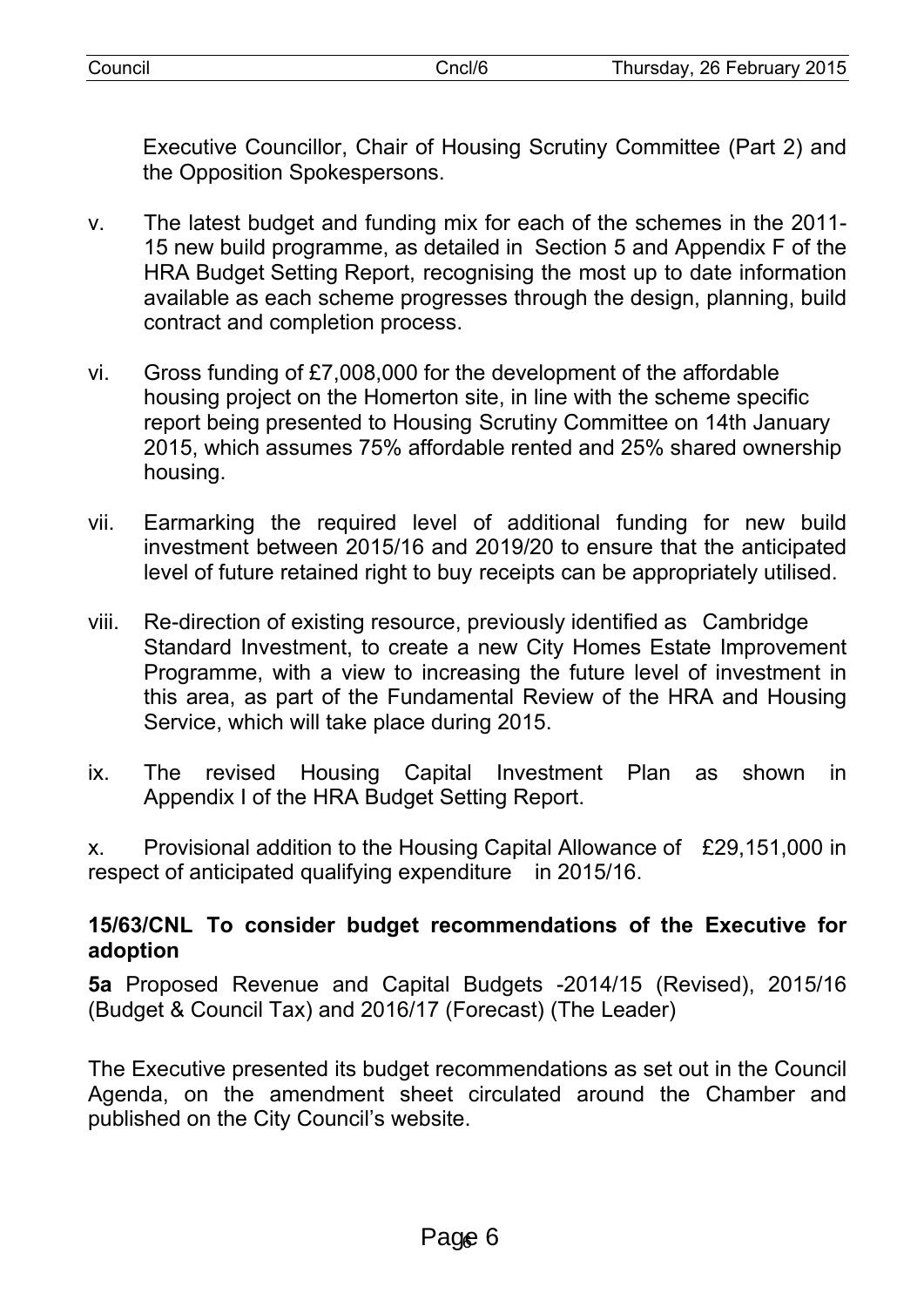Executive Councillor, Chair of Housing Scrutiny Committee (Part 2) and the Opposition Spokespersons.

v. The latest budget and funding mix for each of the schemes in the 2011-15 new build programme, as detailed in Section 5 and Appendix F of the HRA Budget Setting Report, recognising the most up to date information available as each scheme progresses through the design, planning, build contract and completion process.

vi. Gross funding of £7,008,000 for the development of the affordable housing project on the Homerton site, in line with the scheme specific report being presented to Housing Scrutiny Committee on 14th January 2015, which assumes 75% affordable rented and 25% shared ownership housing.

vii. Earmarking the required level of additional funding for new build investment between 2015/16 and 2019/20 to ensure that the anticipated level of future retained right to buy receipts can be appropriately utilised.

viii. Re-direction of existing resource, previously identified as Cambridge Standard Investment, to create a new City Homes Estate Improvement Programme, with a view to increasing the future level of investment in this area, as part of the Fundamental Review of the HRA and Housing Service, which will take place during 2015.

ix. The revised Housing Capital Investment Plan as shown in Appendix I of the HRA Budget Setting Report.

x. Provisional addition to the Housing Capital Allowance of £29,151,000 in respect of anticipated qualifying expenditure in 2015/16.

**15/63/CNL To consider budget recommendations of the Executive for adoption**

**5a** Proposed Revenue and Capital Budgets -2014/15 (Revised), 2015/16 (Budget & Council Tax) and 2016/17 (Forecast) (The Leader)

The Executive presented its budget recommendations as set out in the Council Agenda, on the amendment sheet circulated around the Chamber and published on the City Council's website.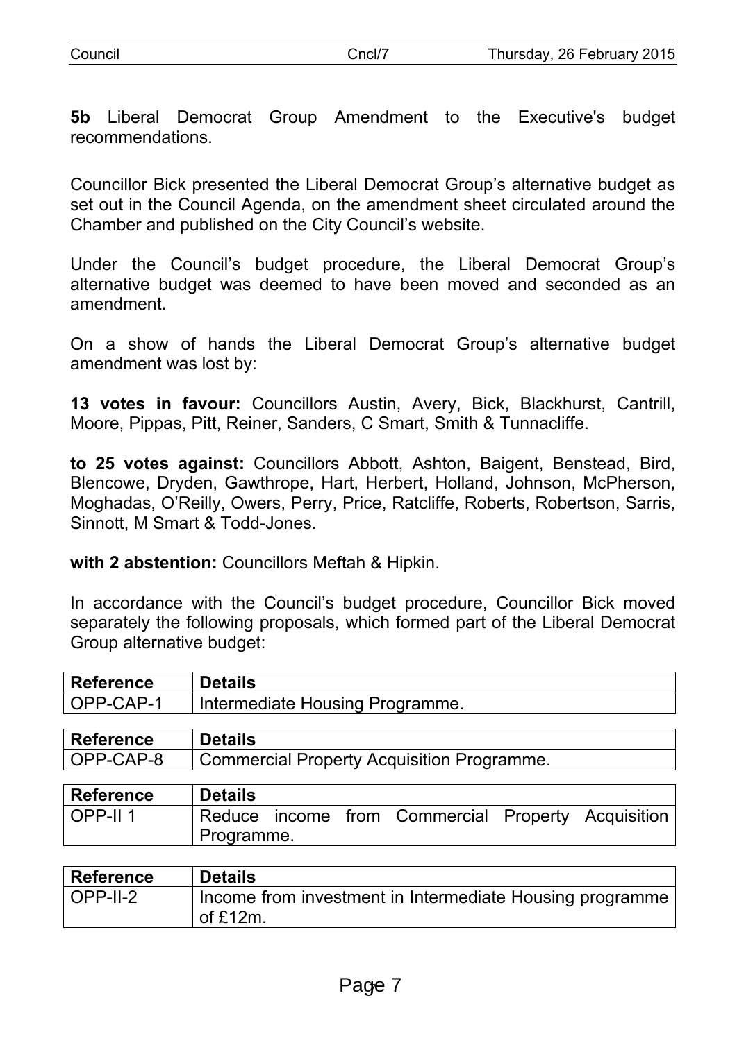**5b** Liberal Democrat Group Amendment to the Executive's budget recommendations.

Councillor Bick presented the Liberal Democrat Group's alternative budget as set out in the Council Agenda, on the amendment sheet circulated around the Chamber and published on the City Council's website.

Under the Council's budget procedure, the Liberal Democrat Group's alternative budget was deemed to have been moved and seconded as an amendment.

On a show of hands the Liberal Democrat Group's alternative budget amendment was lost by:

**13 votes in favour:** Councillors Austin, Avery, Bick, Blackhurst, Cantrill, Moore, Pippas, Pitt, Reiner, Sanders, C Smart, Smith & Tunnacliffe.

**to 25 votes against:** Councillors Abbott, Ashton, Baigent, Benstead, Bird, Blencowe, Dryden, Gawthrope, Hart, Herbert, Holland, Johnson, McPherson, Moghadas, O'Reilly, Owers, Perry, Price, Ratcliffe, Roberts, Robertson, Sarris, Sinnott, M Smart & Todd-Jones.

**with 2 abstention:** Councillors Meftah & Hipkin.

In accordance with the Council's budget procedure, Councillor Bick moved separately the following proposals, which formed part of the Liberal Democrat Group alternative budget:

| Reference | Details |
|---|---|
| OPP-CAP-1 | Intermediate Housing Programme. |

| Reference | Details |
|---|---|
| OPP-CAP-8 | Commercial Property Acquisition Programme. |

| Reference | Details |
|---|---|
| OPP-II 1 | Reduce income from Commercial Property Acquisition Programme. |

| Reference | Details |
|---|---|
| OPP-II-2 | Income from investment in Intermediate Housing programme of £12m. |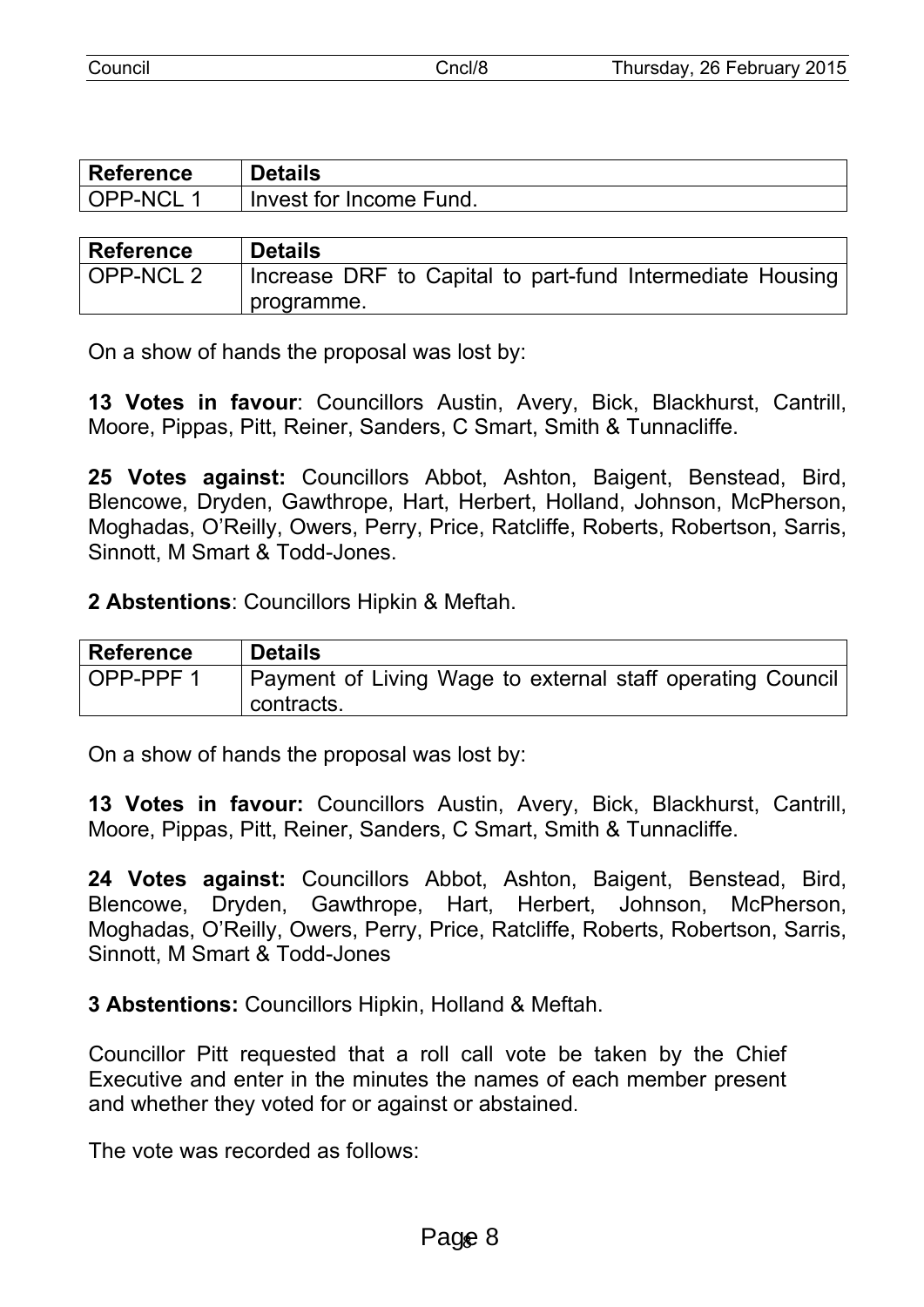| Reference | Details |
| --- | --- |
| OPP-NCL 1 | Invest for Income Fund. |

| Reference | Details |
| --- | --- |
| OPP-NCL 2 | Increase DRF to Capital to part-fund Intermediate Housing programme. |

On a show of hands the proposal was lost by:

**13 Votes in favour**: Councillors Austin, Avery, Bick, Blackhurst, Cantrill, Moore, Pippas, Pitt, Reiner, Sanders, C Smart, Smith & Tunnacliffe.

**25 Votes against:** Councillors Abbot, Ashton, Baigent, Benstead, Bird, Blencowe, Dryden, Gawthrope, Hart, Herbert, Holland, Johnson, McPherson, Moghadas, O'Reilly, Owers, Perry, Price, Ratcliffe, Roberts, Robertson, Sarris, Sinnott, M Smart & Todd-Jones.

**2 Abstentions**: Councillors Hipkin & Meftah.

| Reference | Details |
| --- | --- |
| OPP-PPF 1 | Payment of Living Wage to external staff operating Council contracts. |

On a show of hands the proposal was lost by:

**13 Votes in favour:** Councillors Austin, Avery, Bick, Blackhurst, Cantrill, Moore, Pippas, Pitt, Reiner, Sanders, C Smart, Smith & Tunnacliffe.

**24 Votes against:** Councillors Abbot, Ashton, Baigent, Benstead, Bird, Blencowe, Dryden, Gawthrope, Hart, Herbert, Johnson, McPherson, Moghadas, O'Reilly, Owers, Perry, Price, Ratcliffe, Roberts, Robertson, Sarris, Sinnott, M Smart & Todd-Jones

**3 Abstentions:** Councillors Hipkin, Holland & Meftah.

Councillor Pitt requested that a roll call vote be taken by the Chief Executive and enter in the minutes the names of each member present and whether they voted for or against or abstained.

The vote was recorded as follows: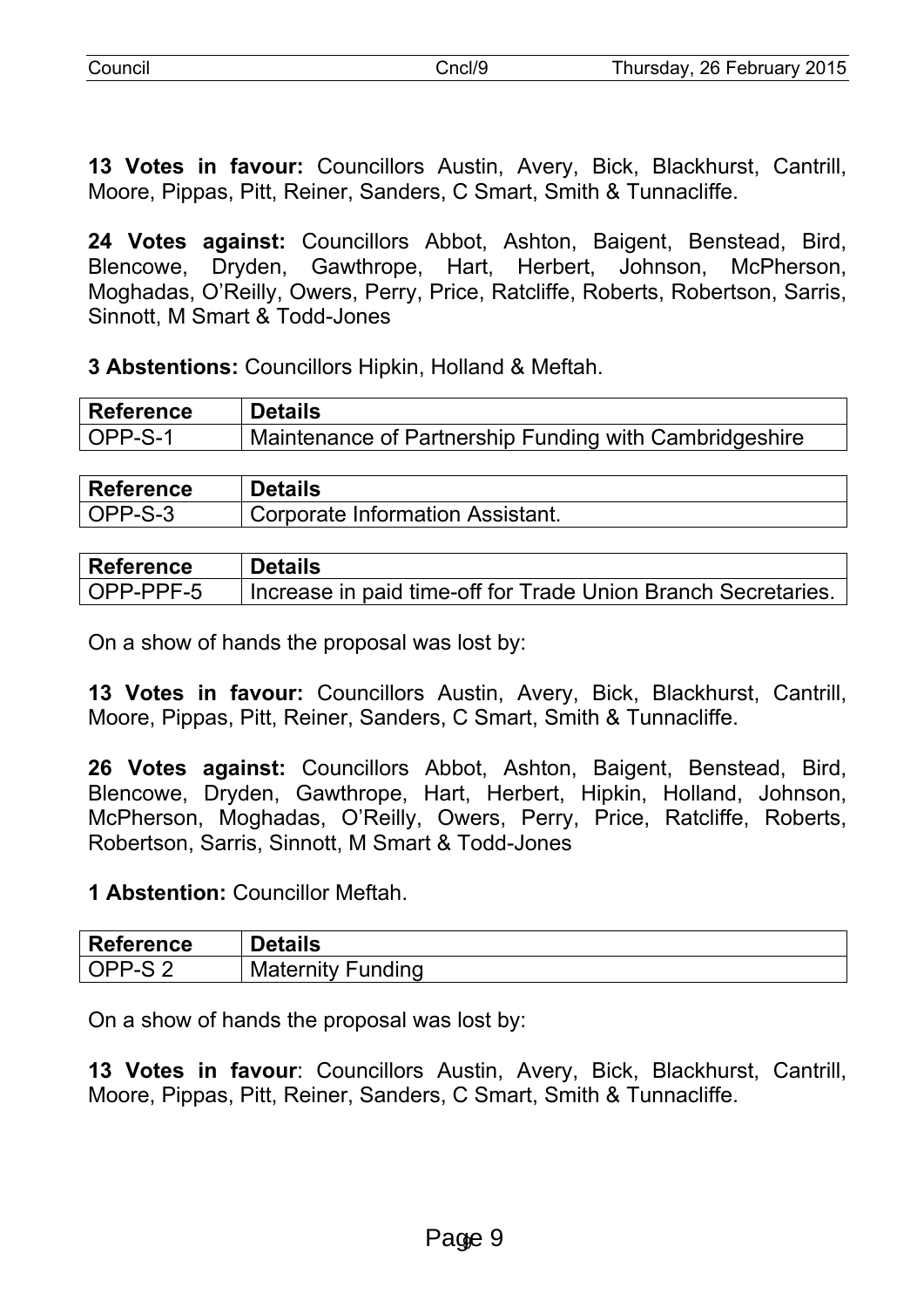**13 Votes in favour:** Councillors Austin, Avery, Bick, Blackhurst, Cantrill, Moore, Pippas, Pitt, Reiner, Sanders, C Smart, Smith & Tunnacliffe.

**24 Votes against:** Councillors Abbot, Ashton, Baigent, Benstead, Bird, Blencowe, Dryden, Gawthrope, Hart, Herbert, Johnson, McPherson, Moghadas, O'Reilly, Owers, Perry, Price, Ratcliffe, Roberts, Robertson, Sarris, Sinnott, M Smart & Todd-Jones

**3 Abstentions:** Councillors Hipkin, Holland & Meftah.

| Reference | Details |
| --- | --- |
| OPP-S-1 | Maintenance of Partnership Funding with Cambridgeshire |

| Reference | Details |
| --- | --- |
| OPP-S-3 | Corporate Information Assistant. |

| Reference | Details |
| --- | --- |
| OPP-PPF-5 | Increase in paid time-off for Trade Union Branch Secretaries. |

On a show of hands the proposal was lost by:

**13 Votes in favour:** Councillors Austin, Avery, Bick, Blackhurst, Cantrill, Moore, Pippas, Pitt, Reiner, Sanders, C Smart, Smith & Tunnacliffe.

**26 Votes against:** Councillors Abbot, Ashton, Baigent, Benstead, Bird, Blencowe, Dryden, Gawthrope, Hart, Herbert, Hipkin, Holland, Johnson, McPherson, Moghadas, O'Reilly, Owers, Perry, Price, Ratcliffe, Roberts, Robertson, Sarris, Sinnott, M Smart & Todd-Jones

**1 Abstention:** Councillor Meftah.

| Reference | Details |
| --- | --- |
| OPP-S 2 | Maternity Funding |

On a show of hands the proposal was lost by:

**13 Votes in favour**: Councillors Austin, Avery, Bick, Blackhurst, Cantrill, Moore, Pippas, Pitt, Reiner, Sanders, C Smart, Smith & Tunnacliffe.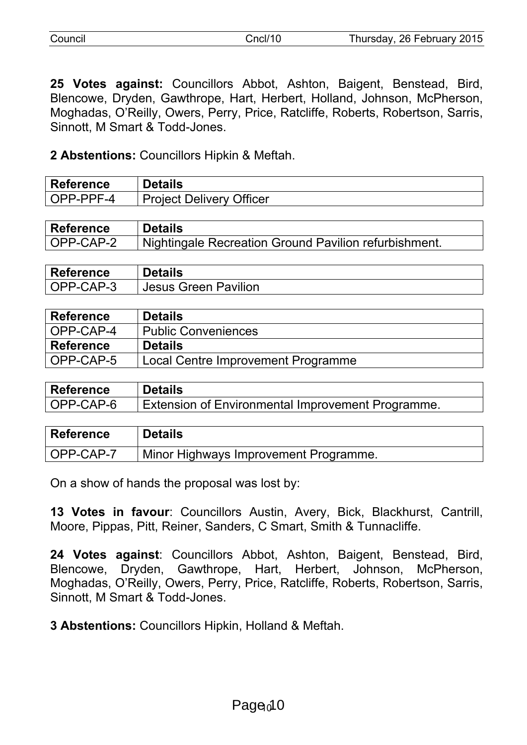**25 Votes against:** Councillors Abbot, Ashton, Baigent, Benstead, Bird, Blencowe, Dryden, Gawthrope, Hart, Herbert, Holland, Johnson, McPherson, Moghadas, O'Reilly, Owers, Perry, Price, Ratcliffe, Roberts, Robertson, Sarris, Sinnott, M Smart & Todd-Jones.

**2 Abstentions:** Councillors Hipkin & Meftah.

| Reference | Details |
|---|---|
| OPP-PPF-4 | Project Delivery Officer |

| Reference | Details |
|---|---|
| OPP-CAP-2 | Nightingale Recreation Ground Pavilion refurbishment. |

| Reference | Details |
|---|---|
| OPP-CAP-3 | Jesus Green Pavilion |

| Reference | Details |
|---|---|
| OPP-CAP-4 | Public Conveniences |
| **Reference** | **Details** |
| OPP-CAP-5 | Local Centre Improvement Programme |

| Reference | Details |
|---|---|
| OPP-CAP-6 | Extension of Environmental Improvement Programme. |

| Reference | Details |
|---|---|
| OPP-CAP-7 | Minor Highways Improvement Programme. |

On a show of hands the proposal was lost by:

**13 Votes in favour**: Councillors Austin, Avery, Bick, Blackhurst, Cantrill, Moore, Pippas, Pitt, Reiner, Sanders, C Smart, Smith & Tunnacliffe.

**24 Votes against**: Councillors Abbot, Ashton, Baigent, Benstead, Bird, Blencowe, Dryden, Gawthrope, Hart, Herbert, Johnson, McPherson, Moghadas, O'Reilly, Owers, Perry, Price, Ratcliffe, Roberts, Robertson, Sarris, Sinnott, M Smart & Todd-Jones.

**3 Abstentions:** Councillors Hipkin, Holland & Meftah.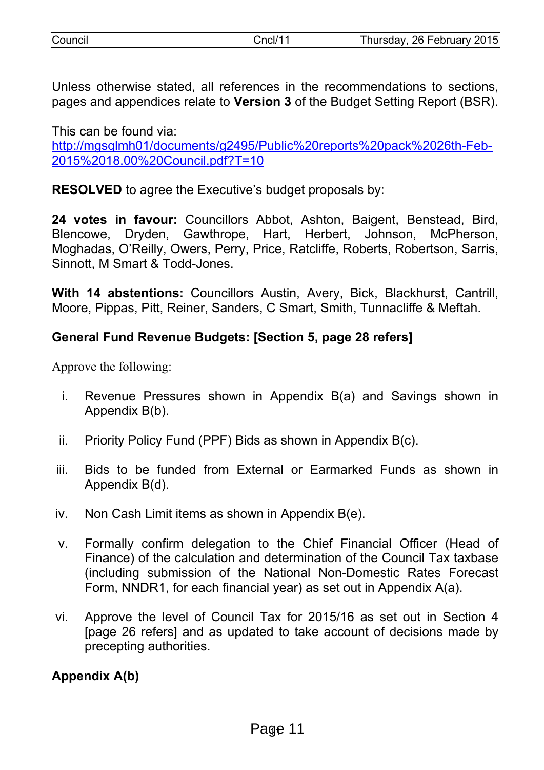Unless otherwise stated, all references in the recommendations to sections, pages and appendices relate to **Version 3** of the Budget Setting Report (BSR).

This can be found via:
[http://mgsqlmh01/documents/g2495/Public%20reports%20pack%2026th-Feb-2015%2018.00%20Council.pdf?T=10](http://mgsqlmh01/documents/g2495/Public%20reports%20pack%2026th-Feb-2015%2018.00%20Council.pdf?T=10)

**RESOLVED** to agree the Executive's budget proposals by:

**24 votes in favour:** Councillors Abbot, Ashton, Baigent, Benstead, Bird, Blencowe, Dryden, Gawthrope, Hart, Herbert, Johnson, McPherson, Moghadas, O'Reilly, Owers, Perry, Price, Ratcliffe, Roberts, Robertson, Sarris, Sinnott, M Smart & Todd-Jones.

**With 14 abstentions:** Councillors Austin, Avery, Bick, Blackhurst, Cantrill, Moore, Pippas, Pitt, Reiner, Sanders, C Smart, Smith, Tunnacliffe & Meftah.

**General Fund Revenue Budgets: [Section 5, page 28 refers]**

Approve the following:

i. Revenue Pressures shown in Appendix B(a) and Savings shown in Appendix B(b).

ii. Priority Policy Fund (PPF) Bids as shown in Appendix B(c).

iii. Bids to be funded from External or Earmarked Funds as shown in Appendix B(d).

iv. Non Cash Limit items as shown in Appendix B(e).

v. Formally confirm delegation to the Chief Financial Officer (Head of Finance) of the calculation and determination of the Council Tax taxbase (including submission of the National Non-Domestic Rates Forecast Form, NNDR1, for each financial year) as set out in Appendix A(a).

vi. Approve the level of Council Tax for 2015/16 as set out in Section 4 [page 26 refers] and as updated to take account of decisions made by precepting authorities.

**Appendix A(b)**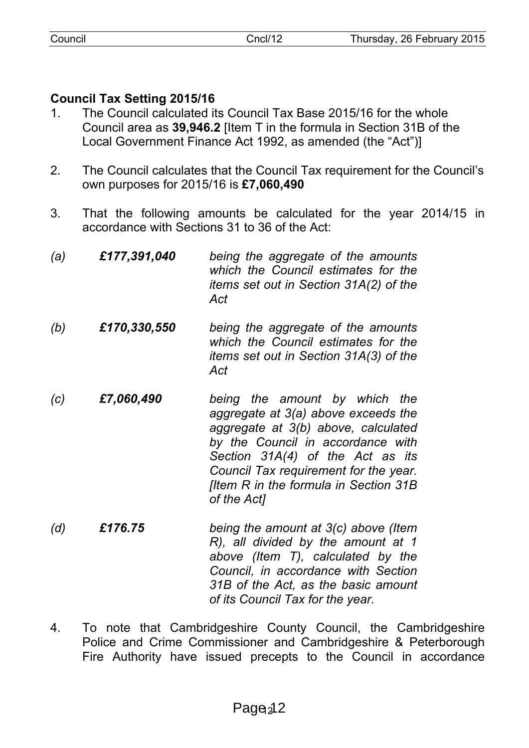## Council Tax Setting 2015/16

1. The Council calculated its Council Tax Base 2015/16 for the whole Council area as **39,946.2** [Item T in the formula in Section 31B of the Local Government Finance Act 1992, as amended (the "Act")]

2. The Council calculates that the Council Tax requirement for the Council's own purposes for 2015/16 is **£7,060,490**

3. That the following amounts be calculated for the year 2014/15 in accordance with Sections 31 to 36 of the Act:

| | | |
|---|---|---|
| *(a)* | ***£177,391,040*** | *being the aggregate of the amounts which the Council estimates for the items set out in Section 31A(2) of the Act* |
| *(b)* | ***£170,330,550*** | *being the aggregate of the amounts which the Council estimates for the items set out in Section 31A(3) of the Act* |
| *(c)* | ***£7,060,490*** | *being the amount by which the aggregate at 3(a) above exceeds the aggregate at 3(b) above, calculated by the Council in accordance with Section 31A(4) of the Act as its Council Tax requirement for the year. [Item R in the formula in Section 31B of the Act]* |
| *(d)* | ***£176.75*** | *being the amount at 3(c) above (Item R), all divided by the amount at 1 above (Item T), calculated by the Council, in accordance with Section 31B of the Act, as the basic amount of its Council Tax for the year.* |

4. To note that Cambridgeshire County Council, the Cambridgeshire Police and Crime Commissioner and Cambridgeshire & Peterborough Fire Authority have issued precepts to the Council in accordance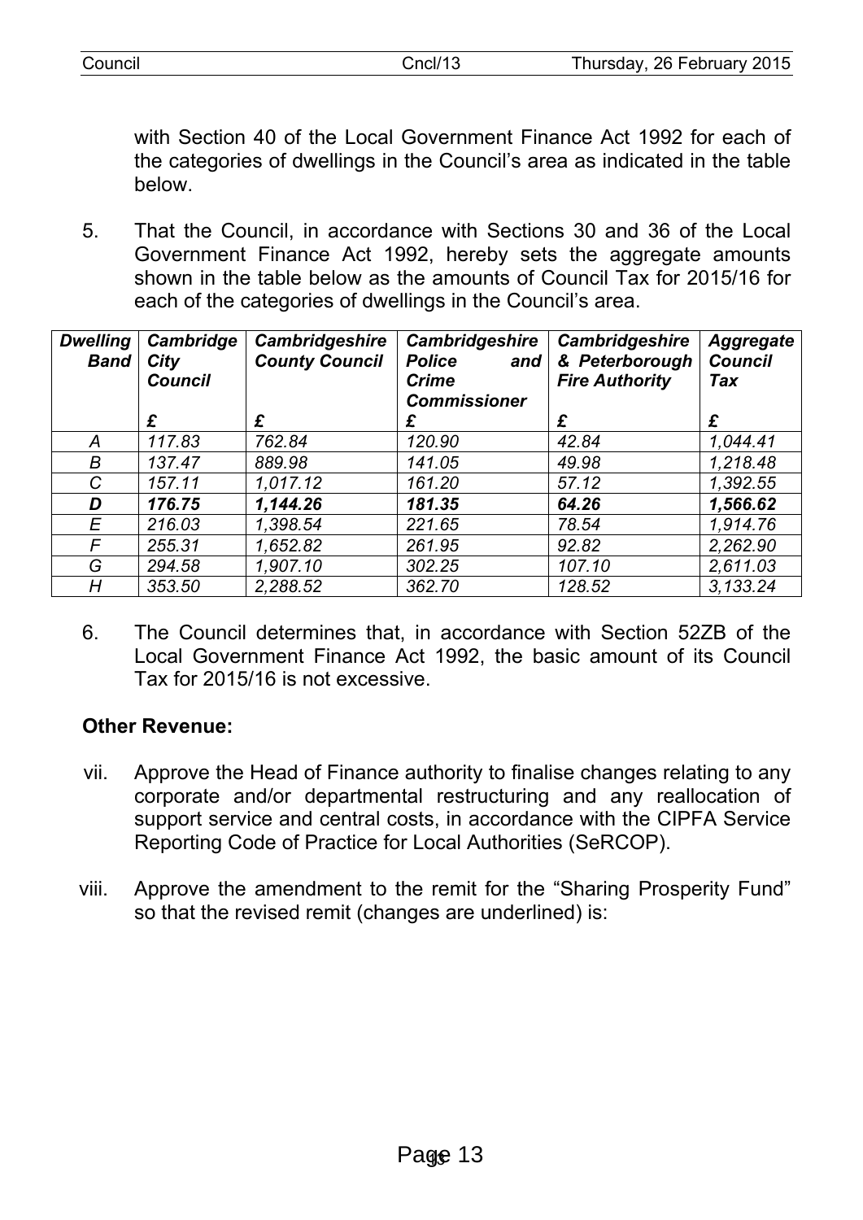with Section 40 of the Local Government Finance Act 1992 for each of the categories of dwellings in the Council's area as indicated in the table below.

5. That the Council, in accordance with Sections 30 and 36 of the Local Government Finance Act 1992, hereby sets the aggregate amounts shown in the table below as the amounts of Council Tax for 2015/16 for each of the categories of dwellings in the Council's area.

| *Dwelling Band* | *Cambridge City Council* | *Cambridgeshire County Council* | *Cambridgeshire Police and Crime Commissioner* | *Cambridgeshire & Peterborough Fire Authority* | *Aggregate Council Tax* |
|---|---|---|---|---|---|
| | *£* | *£* | *£* | *£* | *£* |
| *A* | *117.83* | *762.84* | *120.90* | *42.84* | *1,044.41* |
| *B* | *137.47* | *889.98* | *141.05* | *49.98* | *1,218.48* |
| *C* | *157.11* | *1,017.12* | *161.20* | *57.12* | *1,392.55* |
| ***D*** | ***176.75*** | ***1,144.26*** | ***181.35*** | ***64.26*** | ***1,566.62*** |
| *E* | *216.03* | *1,398.54* | *221.65* | *78.54* | *1,914.76* |
| *F* | *255.31* | *1,652.82* | *261.95* | *92.82* | *2,262.90* |
| *G* | *294.58* | *1,907.10* | *302.25* | *107.10* | *2,611.03* |
| *H* | *353.50* | *2,288.52* | *362.70* | *128.52* | *3,133.24* |

6. The Council determines that, in accordance with Section 52ZB of the Local Government Finance Act 1992, the basic amount of its Council Tax for 2015/16 is not excessive.

**Other Revenue:**

vii. Approve the Head of Finance authority to finalise changes relating to any corporate and/or departmental restructuring and any reallocation of support service and central costs, in accordance with the CIPFA Service Reporting Code of Practice for Local Authorities (SeRCOP).

viii. Approve the amendment to the remit for the "Sharing Prosperity Fund" so that the revised remit (changes are underlined) is: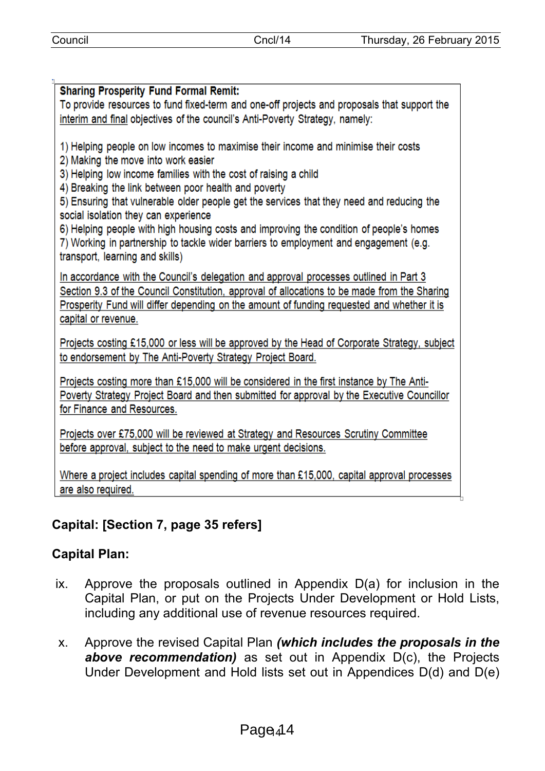**Sharing Prosperity Fund Formal Remit:**
To provide resources to fund fixed-term and one-off projects and proposals that support the interim and final objectives of the council's Anti-Poverty Strategy, namely:

1) Helping people on low incomes to maximise their income and minimise their costs
2) Making the move into work easier
3) Helping low income families with the cost of raising a child
4) Breaking the link between poor health and poverty
5) Ensuring that vulnerable older people get the services that they need and reducing the social isolation they can experience
6) Helping people with high housing costs and improving the condition of people's homes
7) Working in partnership to tackle wider barriers to employment and engagement (e.g. transport, learning and skills)

In accordance with the Council's delegation and approval processes outlined in Part 3 Section 9.3 of the Council Constitution, approval of allocations to be made from the Sharing Prosperity Fund will differ depending on the amount of funding requested and whether it is capital or revenue.

Projects costing £15,000 or less will be approved by the Head of Corporate Strategy, subject to endorsement by The Anti-Poverty Strategy Project Board.

Projects costing more than £15,000 will be considered in the first instance by The Anti-Poverty Strategy Project Board and then submitted for approval by the Executive Councillor for Finance and Resources.

Projects over £75,000 will be reviewed at Strategy and Resources Scrutiny Committee before approval, subject to the need to make urgent decisions.

Where a project includes capital spending of more than £15,000, capital approval processes are also required.

**Capital: [Section 7, page 35 refers]**

**Capital Plan:**

ix. Approve the proposals outlined in Appendix D(a) for inclusion in the Capital Plan, or put on the Projects Under Development or Hold Lists, including any additional use of revenue resources required.

x. Approve the revised Capital Plan ***(which includes the proposals in the above recommendation)*** as set out in Appendix D(c), the Projects Under Development and Hold lists set out in Appendices D(d) and D(e)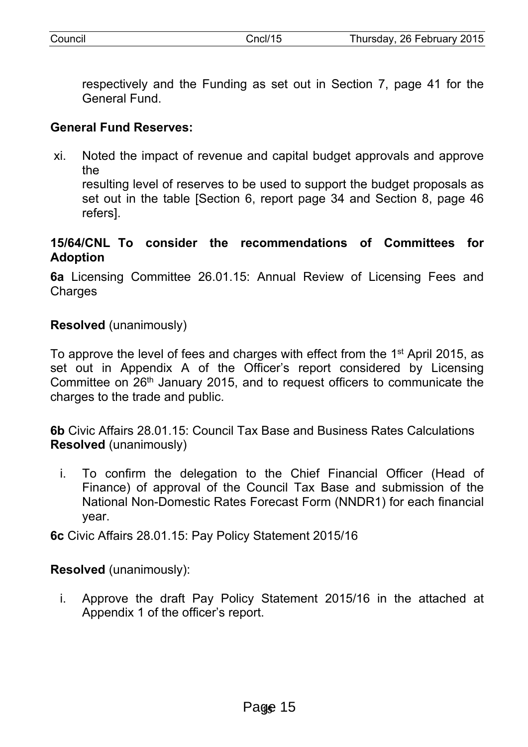respectively and the Funding as set out in Section 7, page 41 for the General Fund.

**General Fund Reserves:**

xi. Noted the impact of revenue and capital budget approvals and approve the
resulting level of reserves to be used to support the budget proposals as set out in the table [Section 6, report page 34 and Section 8, page 46 refers].

**15/64/CNL To consider the recommendations of Committees for Adoption**

**6a** Licensing Committee 26.01.15: Annual Review of Licensing Fees and Charges

**Resolved** (unanimously)

To approve the level of fees and charges with effect from the 1st April 2015, as set out in Appendix A of the Officer's report considered by Licensing Committee on 26th January 2015, and to request officers to communicate the charges to the trade and public.

**6b** Civic Affairs 28.01.15: Council Tax Base and Business Rates Calculations
**Resolved** (unanimously)

i. To confirm the delegation to the Chief Financial Officer (Head of Finance) of approval of the Council Tax Base and submission of the National Non-Domestic Rates Forecast Form (NNDR1) for each financial year.

**6c** Civic Affairs 28.01.15: Pay Policy Statement 2015/16

**Resolved** (unanimously):

i. Approve the draft Pay Policy Statement 2015/16 in the attached at Appendix 1 of the officer's report.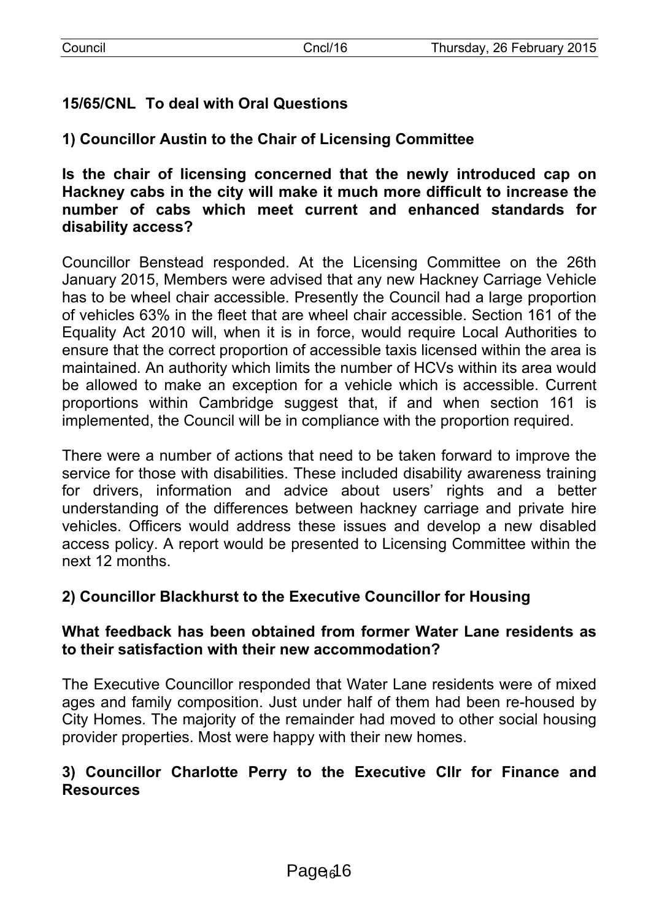**15/65/CNL To deal with Oral Questions**

**1) Councillor Austin to the Chair of Licensing Committee**

**Is the chair of licensing concerned that the newly introduced cap on Hackney cabs in the city will make it much more difficult to increase the number of cabs which meet current and enhanced standards for disability access?**

Councillor Benstead responded. At the Licensing Committee on the 26th January 2015, Members were advised that any new Hackney Carriage Vehicle has to be wheel chair accessible. Presently the Council had a large proportion of vehicles 63% in the fleet that are wheel chair accessible. Section 161 of the Equality Act 2010 will, when it is in force, would require Local Authorities to ensure that the correct proportion of accessible taxis licensed within the area is maintained. An authority which limits the number of HCVs within its area would be allowed to make an exception for a vehicle which is accessible. Current proportions within Cambridge suggest that, if and when section 161 is implemented, the Council will be in compliance with the proportion required.

There were a number of actions that need to be taken forward to improve the service for those with disabilities. These included disability awareness training for drivers, information and advice about users' rights and a better understanding of the differences between hackney carriage and private hire vehicles. Officers would address these issues and develop a new disabled access policy. A report would be presented to Licensing Committee within the next 12 months.

**2) Councillor Blackhurst to the Executive Councillor for Housing**

**What feedback has been obtained from former Water Lane residents as to their satisfaction with their new accommodation?**

The Executive Councillor responded that Water Lane residents were of mixed ages and family composition. Just under half of them had been re-housed by City Homes. The majority of the remainder had moved to other social housing provider properties. Most were happy with their new homes.

**3) Councillor Charlotte Perry to the Executive Cllr for Finance and Resources**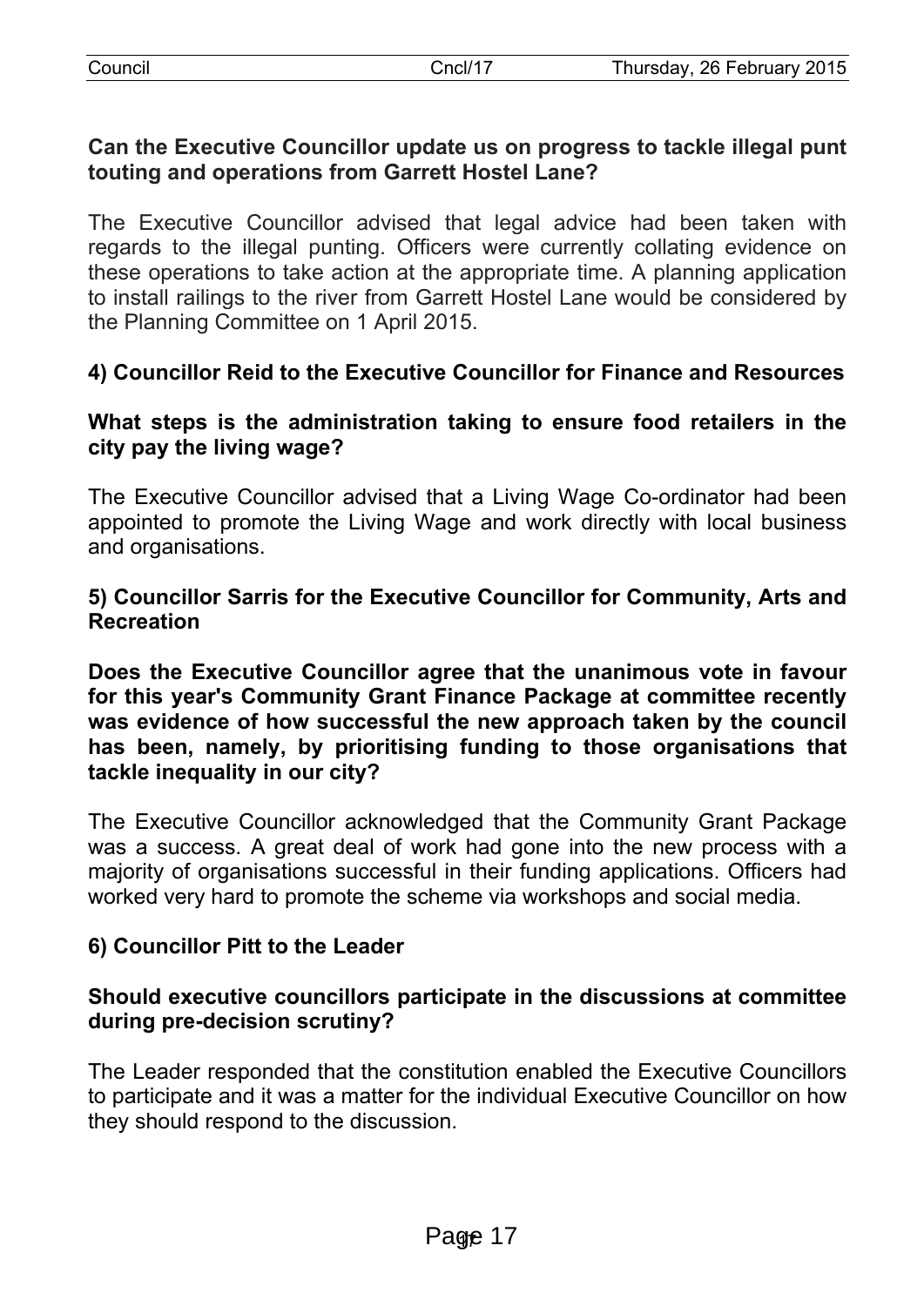**Can the Executive Councillor update us on progress to tackle illegal punt touting and operations from Garrett Hostel Lane?**

The Executive Councillor advised that legal advice had been taken with regards to the illegal punting. Officers were currently collating evidence on these operations to take action at the appropriate time. A planning application to install railings to the river from Garrett Hostel Lane would be considered by the Planning Committee on 1 April 2015.

**4) Councillor Reid to the Executive Councillor for Finance and Resources**

**What steps is the administration taking to ensure food retailers in the city pay the living wage?**

The Executive Councillor advised that a Living Wage Co-ordinator had been appointed to promote the Living Wage and work directly with local business and organisations.

**5) Councillor Sarris for the Executive Councillor for Community, Arts and Recreation**

**Does the Executive Councillor agree that the unanimous vote in favour for this year's Community Grant Finance Package at committee recently was evidence of how successful the new approach taken by the council has been, namely, by prioritising funding to those organisations that tackle inequality in our city?**

The Executive Councillor acknowledged that the Community Grant Package was a success. A great deal of work had gone into the new process with a majority of organisations successful in their funding applications. Officers had worked very hard to promote the scheme via workshops and social media.

**6) Councillor Pitt to the Leader**

**Should executive councillors participate in the discussions at committee during pre-decision scrutiny?**

The Leader responded that the constitution enabled the Executive Councillors to participate and it was a matter for the individual Executive Councillor on how they should respond to the discussion.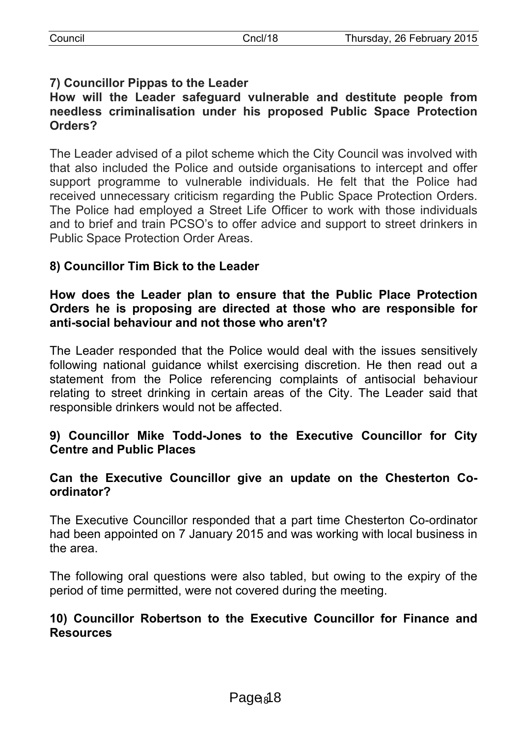**7) Councillor Pippas to the Leader**

**How will the Leader safeguard vulnerable and destitute people from needless criminalisation under his proposed Public Space Protection Orders?**

The Leader advised of a pilot scheme which the City Council was involved with that also included the Police and outside organisations to intercept and offer support programme to vulnerable individuals. He felt that the Police had received unnecessary criticism regarding the Public Space Protection Orders. The Police had employed a Street Life Officer to work with those individuals and to brief and train PCSO's to offer advice and support to street drinkers in Public Space Protection Order Areas.

**8) Councillor Tim Bick to the Leader**

**How does the Leader plan to ensure that the Public Place Protection Orders he is proposing are directed at those who are responsible for anti-social behaviour and not those who aren't?**

The Leader responded that the Police would deal with the issues sensitively following national guidance whilst exercising discretion. He then read out a statement from the Police referencing complaints of antisocial behaviour relating to street drinking in certain areas of the City. The Leader said that responsible drinkers would not be affected.

**9) Councillor Mike Todd-Jones to the Executive Councillor for City Centre and Public Places**

**Can the Executive Councillor give an update on the Chesterton Co-ordinator?**

The Executive Councillor responded that a part time Chesterton Co-ordinator had been appointed on 7 January 2015 and was working with local business in the area.

The following oral questions were also tabled, but owing to the expiry of the period of time permitted, were not covered during the meeting.

**10) Councillor Robertson to the Executive Councillor for Finance and Resources**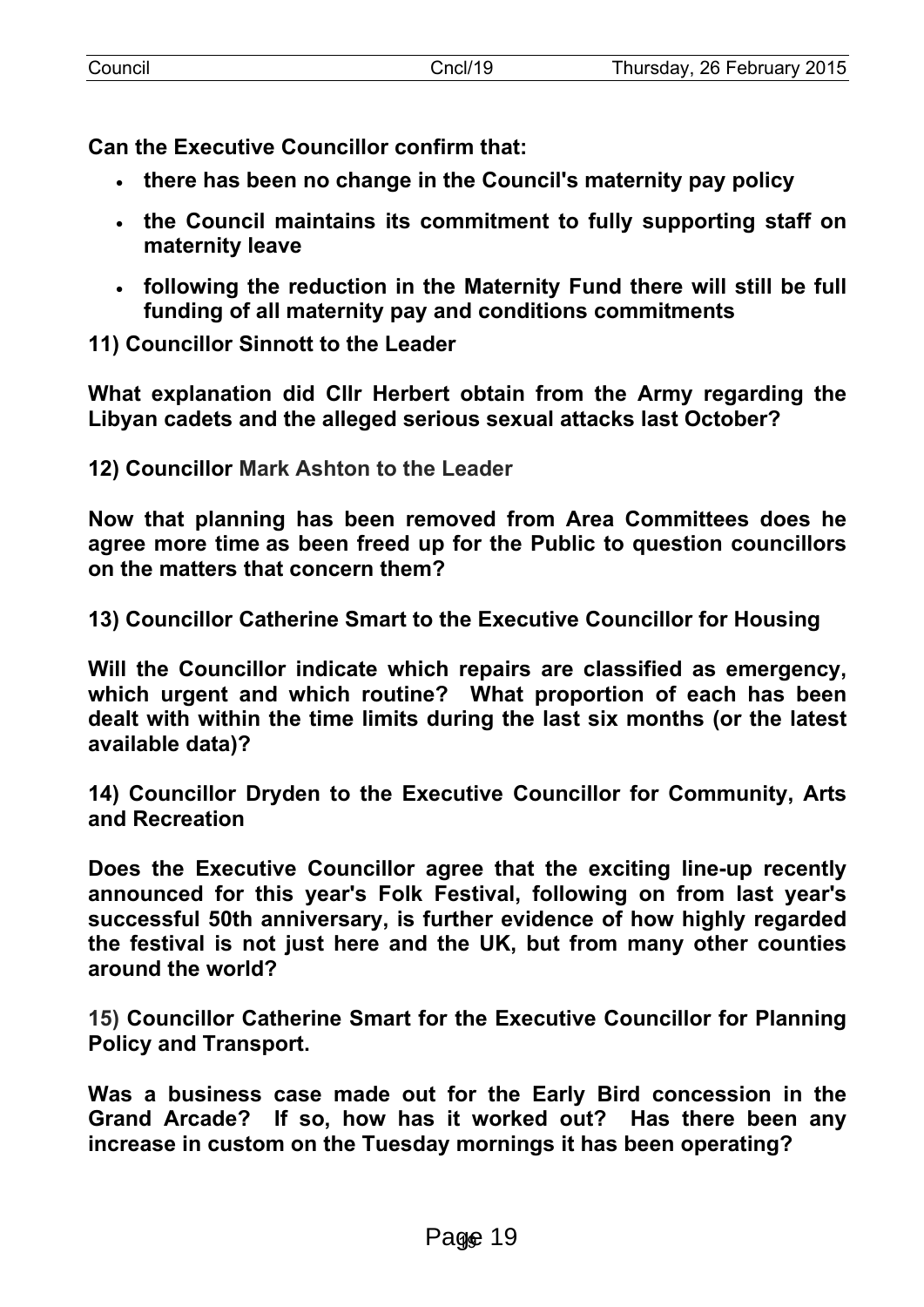**Can the Executive Councillor confirm that:**

- **there has been no change in the Council's maternity pay policy**
- **the Council maintains its commitment to fully supporting staff on maternity leave**
- **following the reduction in the Maternity Fund there will still be full funding of all maternity pay and conditions commitments**

**11) Councillor Sinnott to the Leader**

**What explanation did Cllr Herbert obtain from the Army regarding the Libyan cadets and the alleged serious sexual attacks last October?**

**12) Councillor Mark Ashton to the Leader**

**Now that planning has been removed from Area Committees does he agree more time as been freed up for the Public to question councillors on the matters that concern them?**

**13) Councillor Catherine Smart to the Executive Councillor for Housing**

**Will the Councillor indicate which repairs are classified as emergency, which urgent and which routine? What proportion of each has been dealt with within the time limits during the last six months (or the latest available data)?**

**14) Councillor Dryden to the Executive Councillor for Community, Arts and Recreation**

**Does the Executive Councillor agree that the exciting line-up recently announced for this year's Folk Festival, following on from last year's successful 50th anniversary, is further evidence of how highly regarded the festival is not just here and the UK, but from many other counties around the world?**

**15) Councillor Catherine Smart for the Executive Councillor for Planning Policy and Transport.**

**Was a business case made out for the Early Bird concession in the Grand Arcade? If so, how has it worked out? Has there been any increase in custom on the Tuesday mornings it has been operating?**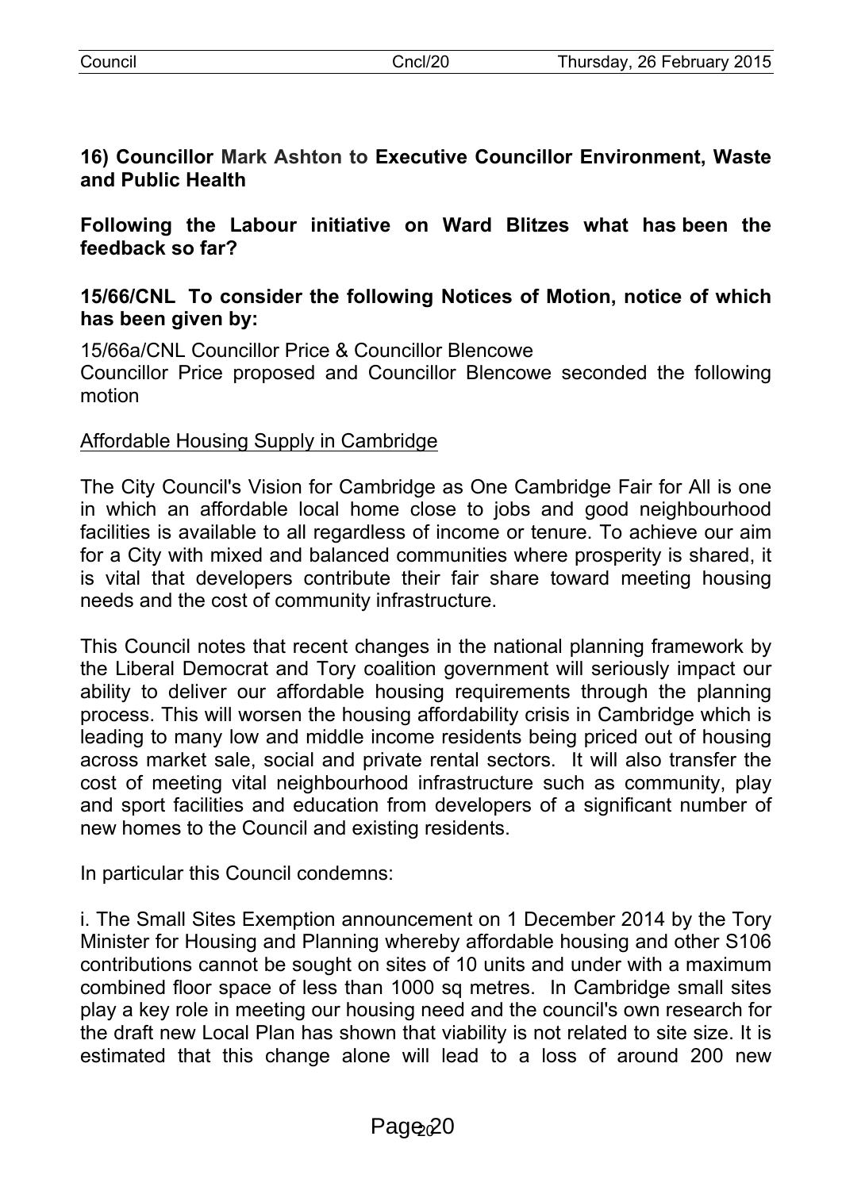**16) Councillor Mark Ashton to Executive Councillor Environment, Waste and Public Health**

**Following the Labour initiative on Ward Blitzes what has been the feedback so far?**

**15/66/CNL To consider the following Notices of Motion, notice of which has been given by:**

15/66a/CNL Councillor Price & Councillor Blencowe
Councillor Price proposed and Councillor Blencowe seconded the following motion

Affordable Housing Supply in Cambridge

The City Council's Vision for Cambridge as One Cambridge Fair for All is one in which an affordable local home close to jobs and good neighbourhood facilities is available to all regardless of income or tenure. To achieve our aim for a City with mixed and balanced communities where prosperity is shared, it is vital that developers contribute their fair share toward meeting housing needs and the cost of community infrastructure.

This Council notes that recent changes in the national planning framework by the Liberal Democrat and Tory coalition government will seriously impact our ability to deliver our affordable housing requirements through the planning process. This will worsen the housing affordability crisis in Cambridge which is leading to many low and middle income residents being priced out of housing across market sale, social and private rental sectors. It will also transfer the cost of meeting vital neighbourhood infrastructure such as community, play and sport facilities and education from developers of a significant number of new homes to the Council and existing residents.

In particular this Council condemns:

i. The Small Sites Exemption announcement on 1 December 2014 by the Tory Minister for Housing and Planning whereby affordable housing and other S106 contributions cannot be sought on sites of 10 units and under with a maximum combined floor space of less than 1000 sq metres. In Cambridge small sites play a key role in meeting our housing need and the council's own research for the draft new Local Plan has shown that viability is not related to site size. It is estimated that this change alone will lead to a loss of around 200 new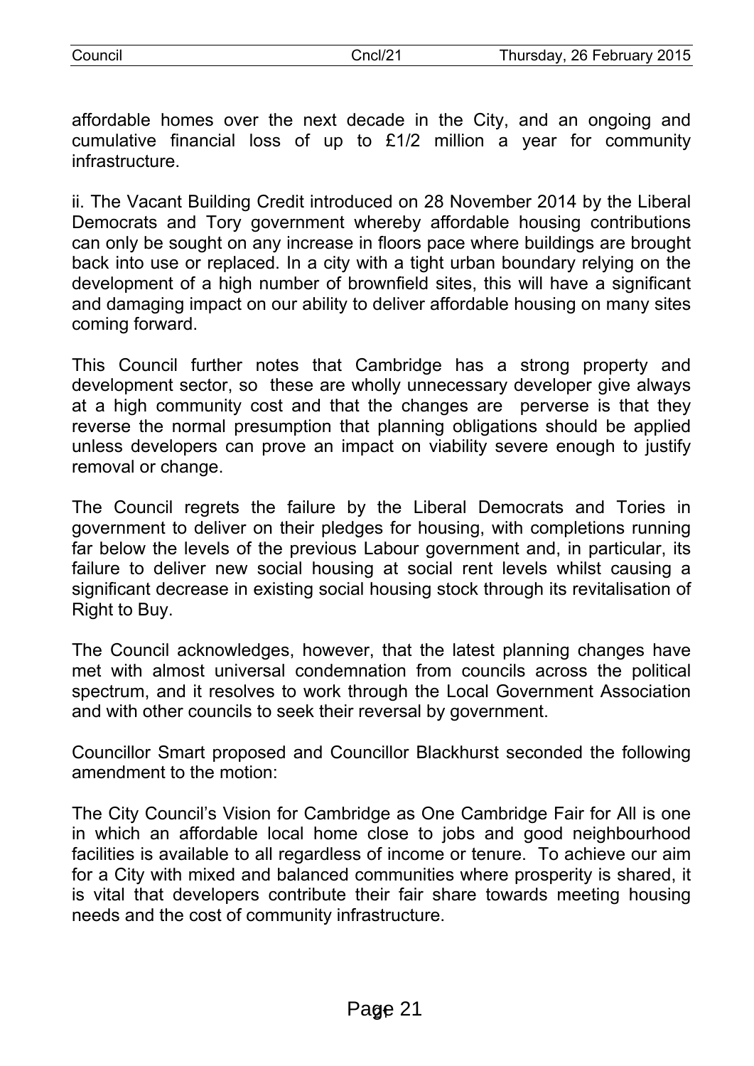affordable homes over the next decade in the City, and an ongoing and cumulative financial loss of up to £1/2 million a year for community infrastructure.

ii. The Vacant Building Credit introduced on 28 November 2014 by the Liberal Democrats and Tory government whereby affordable housing contributions can only be sought on any increase in floors pace where buildings are brought back into use or replaced. In a city with a tight urban boundary relying on the development of a high number of brownfield sites, this will have a significant and damaging impact on our ability to deliver affordable housing on many sites coming forward.

This Council further notes that Cambridge has a strong property and development sector, so these are wholly unnecessary developer give always at a high community cost and that the changes are perverse is that they reverse the normal presumption that planning obligations should be applied unless developers can prove an impact on viability severe enough to justify removal or change.

The Council regrets the failure by the Liberal Democrats and Tories in government to deliver on their pledges for housing, with completions running far below the levels of the previous Labour government and, in particular, its failure to deliver new social housing at social rent levels whilst causing a significant decrease in existing social housing stock through its revitalisation of Right to Buy.

The Council acknowledges, however, that the latest planning changes have met with almost universal condemnation from councils across the political spectrum, and it resolves to work through the Local Government Association and with other councils to seek their reversal by government.

Councillor Smart proposed and Councillor Blackhurst seconded the following amendment to the motion:

The City Council's Vision for Cambridge as One Cambridge Fair for All is one in which an affordable local home close to jobs and good neighbourhood facilities is available to all regardless of income or tenure. To achieve our aim for a City with mixed and balanced communities where prosperity is shared, it is vital that developers contribute their fair share towards meeting housing needs and the cost of community infrastructure.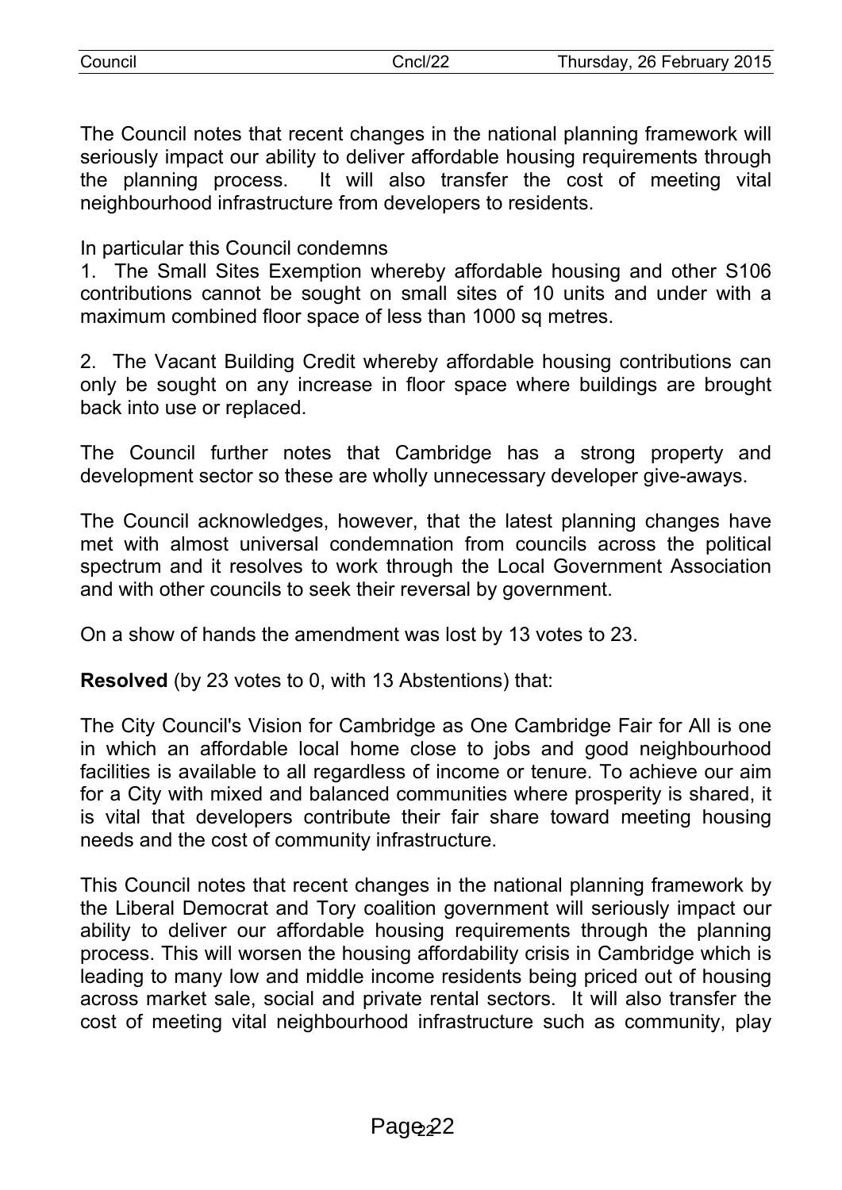The Council notes that recent changes in the national planning framework will seriously impact our ability to deliver affordable housing requirements through the planning process. It will also transfer the cost of meeting vital neighbourhood infrastructure from developers to residents.

In particular this Council condemns

1. The Small Sites Exemption whereby affordable housing and other S106 contributions cannot be sought on small sites of 10 units and under with a maximum combined floor space of less than 1000 sq metres.

2. The Vacant Building Credit whereby affordable housing contributions can only be sought on any increase in floor space where buildings are brought back into use or replaced.

The Council further notes that Cambridge has a strong property and development sector so these are wholly unnecessary developer give-aways.

The Council acknowledges, however, that the latest planning changes have met with almost universal condemnation from councils across the political spectrum and it resolves to work through the Local Government Association and with other councils to seek their reversal by government.

On a show of hands the amendment was lost by 13 votes to 23.

**Resolved** (by 23 votes to 0, with 13 Abstentions) that:

The City Council's Vision for Cambridge as One Cambridge Fair for All is one in which an affordable local home close to jobs and good neighbourhood facilities is available to all regardless of income or tenure. To achieve our aim for a City with mixed and balanced communities where prosperity is shared, it is vital that developers contribute their fair share toward meeting housing needs and the cost of community infrastructure.

This Council notes that recent changes in the national planning framework by the Liberal Democrat and Tory coalition government will seriously impact our ability to deliver our affordable housing requirements through the planning process. This will worsen the housing affordability crisis in Cambridge which is leading to many low and middle income residents being priced out of housing across market sale, social and private rental sectors. It will also transfer the cost of meeting vital neighbourhood infrastructure such as community, play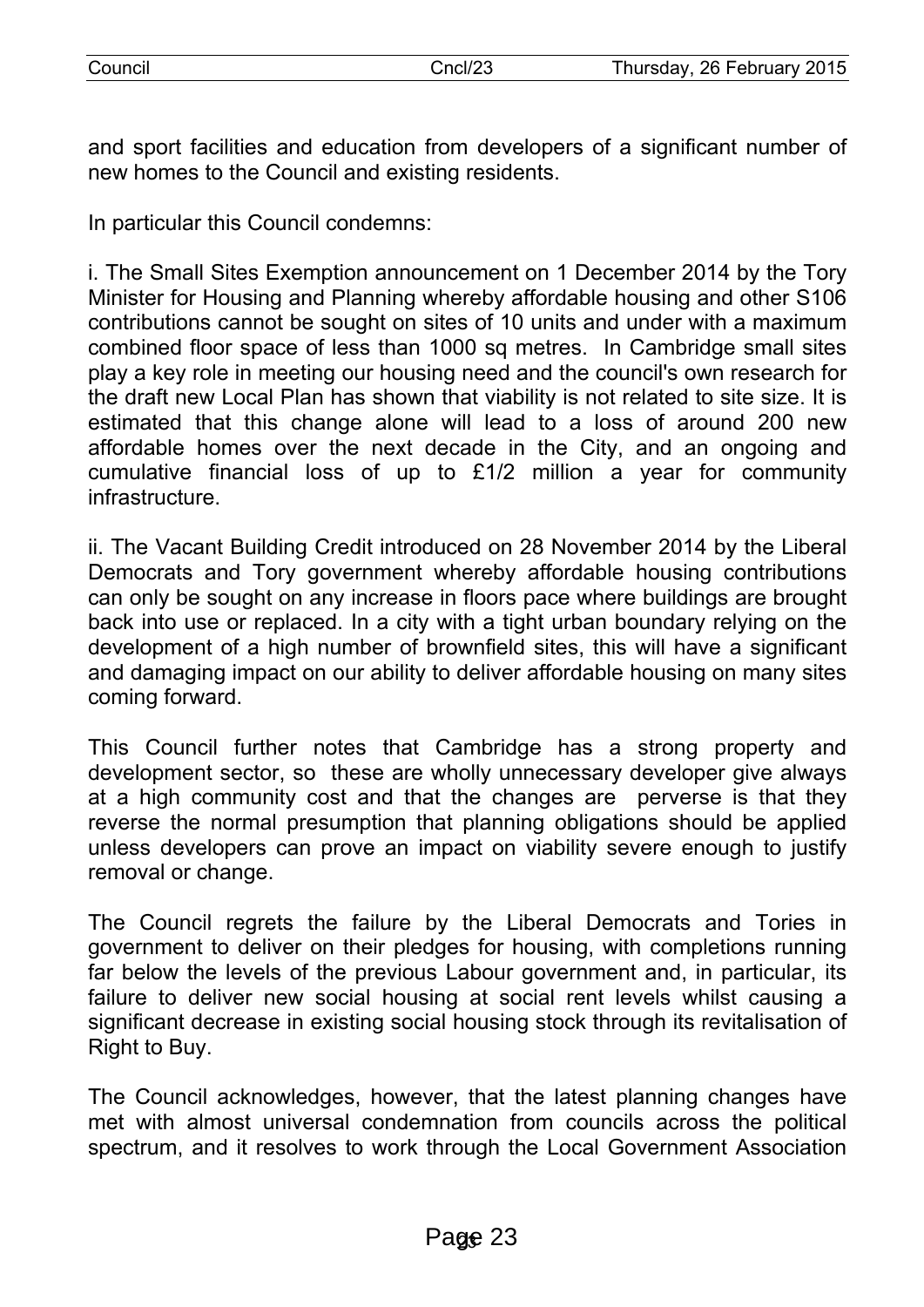and sport facilities and education from developers of a significant number of new homes to the Council and existing residents.

In particular this Council condemns:

i. The Small Sites Exemption announcement on 1 December 2014 by the Tory Minister for Housing and Planning whereby affordable housing and other S106 contributions cannot be sought on sites of 10 units and under with a maximum combined floor space of less than 1000 sq metres. In Cambridge small sites play a key role in meeting our housing need and the council's own research for the draft new Local Plan has shown that viability is not related to site size. It is estimated that this change alone will lead to a loss of around 200 new affordable homes over the next decade in the City, and an ongoing and cumulative financial loss of up to £1/2 million a year for community infrastructure.

ii. The Vacant Building Credit introduced on 28 November 2014 by the Liberal Democrats and Tory government whereby affordable housing contributions can only be sought on any increase in floors pace where buildings are brought back into use or replaced. In a city with a tight urban boundary relying on the development of a high number of brownfield sites, this will have a significant and damaging impact on our ability to deliver affordable housing on many sites coming forward.

This Council further notes that Cambridge has a strong property and development sector, so these are wholly unnecessary developer give always at a high community cost and that the changes are perverse is that they reverse the normal presumption that planning obligations should be applied unless developers can prove an impact on viability severe enough to justify removal or change.

The Council regrets the failure by the Liberal Democrats and Tories in government to deliver on their pledges for housing, with completions running far below the levels of the previous Labour government and, in particular, its failure to deliver new social housing at social rent levels whilst causing a significant decrease in existing social housing stock through its revitalisation of Right to Buy.

The Council acknowledges, however, that the latest planning changes have met with almost universal condemnation from councils across the political spectrum, and it resolves to work through the Local Government Association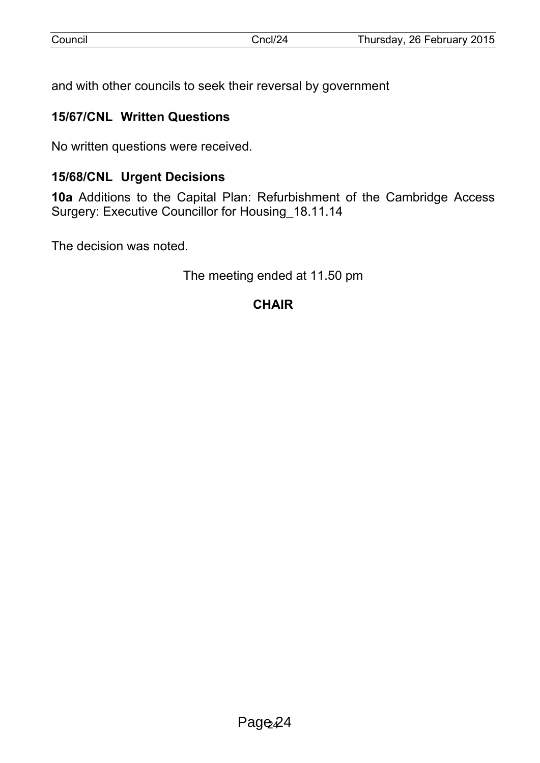and with other councils to seek their reversal by government

### 15/67/CNL Written Questions

No written questions were received.

### 15/68/CNL Urgent Decisions

**10a** Additions to the Capital Plan: Refurbishment of the Cambridge Access Surgery: Executive Councillor for Housing_18.11.14

The decision was noted.

The meeting ended at 11.50 pm

**CHAIR**